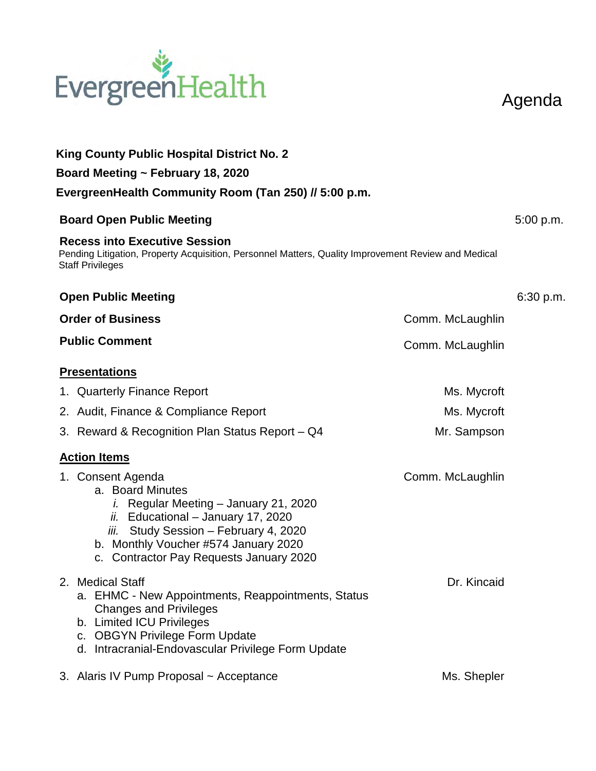EvergreenHealth

# Agenda

**King County Public Hospital District No. 2**

**Board Meeting ~ February 18, 2020**

**EvergreenHealth Community Room (Tan 250) // 5:00 p.m.**

**Board Open Public Meeting** — 5:00 p.m.

**Recess into Executive Session**

Pending Litigation, Property Acquisition, Personnel Matters, Quality Improvement Review and Medical Staff Privileges

**Open Public Meeting** — 6:30 p.m.

**Order of Business** — Comm. McLaughlin

**Public Comment** — Comm. McLaughlin

## Presentations

1. Quarterly Finance Report — Ms. Mycroft
2. Audit, Finance & Compliance Report — Ms. Mycroft
3. Reward & Recognition Plan Status Report – Q4 — Mr. Sampson

## Action Items

1. Consent Agenda — Comm. McLaughlin
   a. Board Minutes
      *i.* Regular Meeting – January 21, 2020
      *ii.* Educational – January 17, 2020
      *iii.* Study Session – February 4, 2020
   b. Monthly Voucher #574 January 2020
   c. Contractor Pay Requests January 2020

2. Medical Staff — Dr. Kincaid
   a. EHMC - New Appointments, Reappointments, Status Changes and Privileges
   b. Limited ICU Privileges
   c. OBGYN Privilege Form Update
   d. Intracranial-Endovascular Privilege Form Update

3. Alaris IV Pump Proposal ~ Acceptance — Ms. Shepler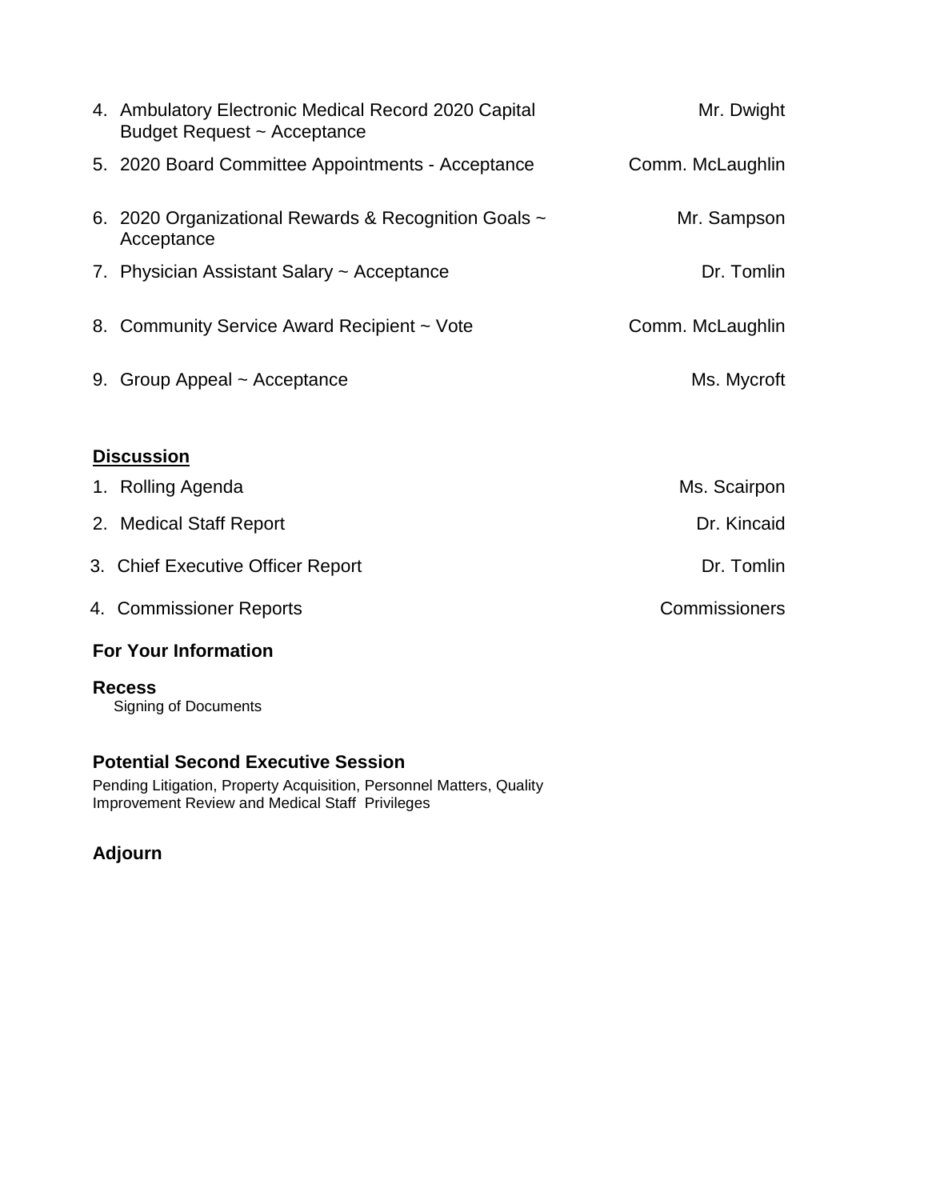4. Ambulatory Electronic Medical Record 2020 Capital Budget Request ~ Acceptance — Mr. Dwight
5. 2020 Board Committee Appointments - Acceptance — Comm. McLaughlin
6. 2020 Organizational Rewards & Recognition Goals ~ Acceptance — Mr. Sampson
7. Physician Assistant Salary ~ Acceptance — Dr. Tomlin
8. Community Service Award Recipient ~ Vote — Comm. McLaughlin
9. Group Appeal ~ Acceptance — Ms. Mycroft

**<u>Discussion</u>**

1. Rolling Agenda — Ms. Scairpon
2. Medical Staff Report — Dr. Kincaid
3. Chief Executive Officer Report — Dr. Tomlin
4. Commissioner Reports — Commissioners

**For Your Information**

**Recess**

Signing of Documents

**Potential Second Executive Session**

Pending Litigation, Property Acquisition, Personnel Matters, Quality Improvement Review and Medical Staff Privileges

**Adjourn**